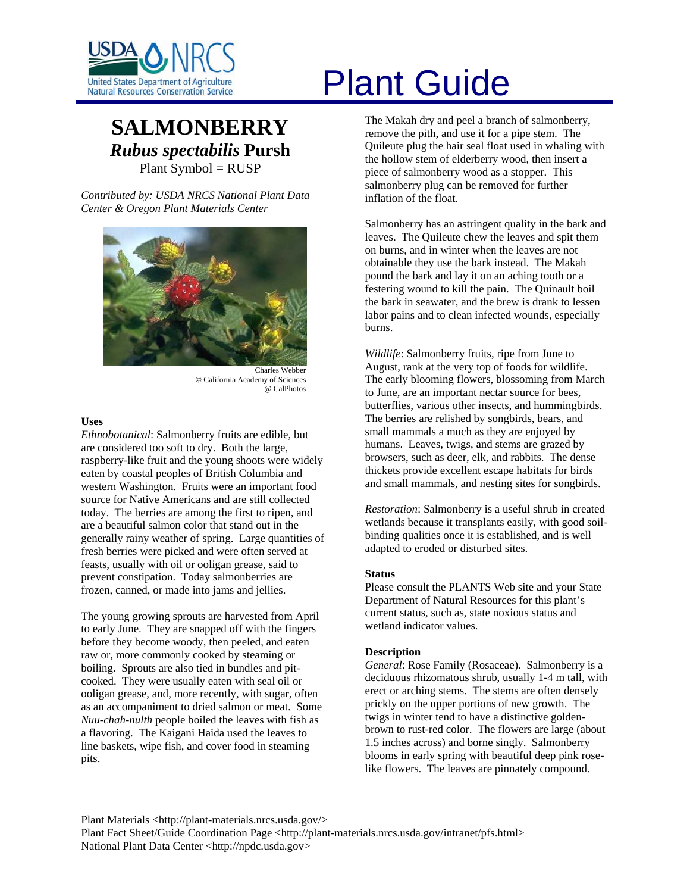# Plant Guide

## SALMONBERRY

## *Rubus spectabilis* Pursh

Plant Symbol = RUSP

*Contributed by: USDA NRCS National Plant Data Center & Oregon Plant Materials Center*

Charles Webber
© California Academy of Sciences
@ CalPhotos

### Uses

*Ethnobotanical*: Salmonberry fruits are edible, but are considered too soft to dry. Both the large, raspberry-like fruit and the young shoots were widely eaten by coastal peoples of British Columbia and western Washington. Fruits were an important food source for Native Americans and are still collected today. The berries are among the first to ripen, and are a beautiful salmon color that stand out in the generally rainy weather of spring. Large quantities of fresh berries were picked and were often served at feasts, usually with oil or ooligan grease, said to prevent constipation. Today salmonberries are frozen, canned, or made into jams and jellies.

The young growing sprouts are harvested from April to early June. They are snapped off with the fingers before they become woody, then peeled, and eaten raw or, more commonly cooked by steaming or boiling. Sprouts are also tied in bundles and pit-cooked. They were usually eaten with seal oil or ooligan grease, and, more recently, with sugar, often as an accompaniment to dried salmon or meat. Some *Nuu-chah-nulth* people boiled the leaves with fish as a flavoring. The Kaigani Haida used the leaves to line baskets, wipe fish, and cover food in steaming pits.

The Makah dry and peel a branch of salmonberry, remove the pith, and use it for a pipe stem. The Quileute plug the hair seal float used in whaling with the hollow stem of elderberry wood, then insert a piece of salmonberry wood as a stopper. This salmonberry plug can be removed for further inflation of the float.

Salmonberry has an astringent quality in the bark and leaves. The Quileute chew the leaves and spit them on burns, and in winter when the leaves are not obtainable they use the bark instead. The Makah pound the bark and lay it on an aching tooth or a festering wound to kill the pain. The Quinault boil the bark in seawater, and the brew is drank to lessen labor pains and to clean infected wounds, especially burns.

*Wildlife*: Salmonberry fruits, ripe from June to August, rank at the very top of foods for wildlife. The early blooming flowers, blossoming from March to June, are an important nectar source for bees, butterflies, various other insects, and hummingbirds. The berries are relished by songbirds, bears, and small mammals a much as they are enjoyed by humans. Leaves, twigs, and stems are grazed by browsers, such as deer, elk, and rabbits. The dense thickets provide excellent escape habitats for birds and small mammals, and nesting sites for songbirds.

*Restoration*: Salmonberry is a useful shrub in created wetlands because it transplants easily, with good soil-binding qualities once it is established, and is well adapted to eroded or disturbed sites.

### Status

Please consult the PLANTS Web site and your State Department of Natural Resources for this plant's current status, such as, state noxious status and wetland indicator values.

### Description

*General*: Rose Family (Rosaceae). Salmonberry is a deciduous rhizomatous shrub, usually 1-4 m tall, with erect or arching stems. The stems are often densely prickly on the upper portions of new growth. The twigs in winter tend to have a distinctive golden-brown to rust-red color. The flowers are large (about 1.5 inches across) and borne singly. Salmonberry blooms in early spring with beautiful deep pink rose-like flowers. The leaves are pinnately compound.

Plant Materials <http://plant-materials.nrcs.usda.gov/>
Plant Fact Sheet/Guide Coordination Page <http://plant-materials.nrcs.usda.gov/intranet/pfs.html>
National Plant Data Center <http://npdc.usda.gov>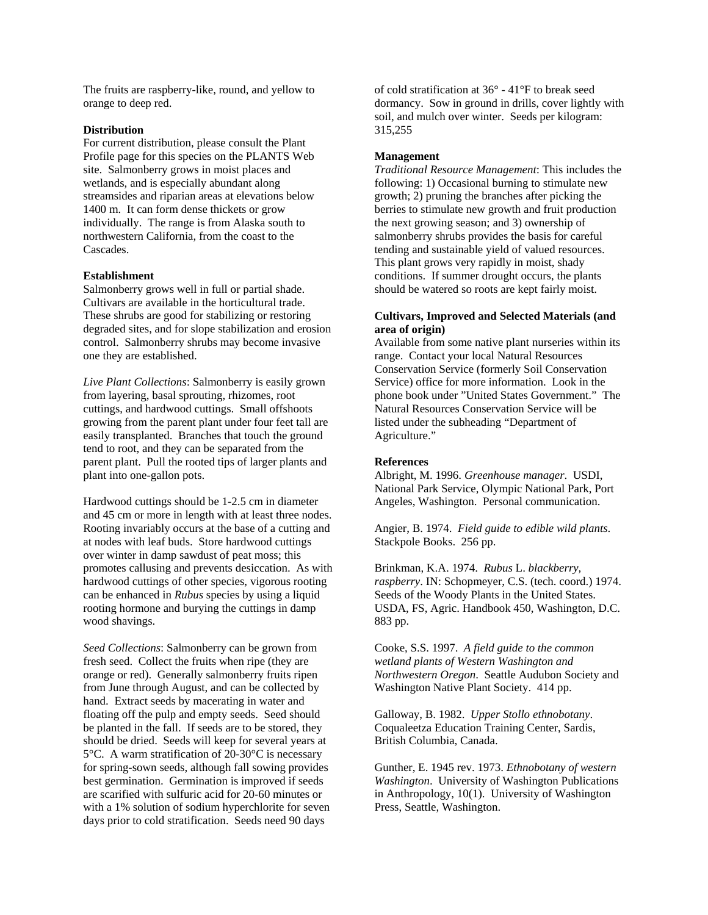The fruits are raspberry-like, round, and yellow to orange to deep red.

**Distribution**

For current distribution, please consult the Plant Profile page for this species on the PLANTS Web site. Salmonberry grows in moist places and wetlands, and is especially abundant along streamsides and riparian areas at elevations below 1400 m. It can form dense thickets or grow individually. The range is from Alaska south to northwestern California, from the coast to the Cascades.

**Establishment**

Salmonberry grows well in full or partial shade. Cultivars are available in the horticultural trade. These shrubs are good for stabilizing or restoring degraded sites, and for slope stabilization and erosion control. Salmonberry shrubs may become invasive one they are established.

*Live Plant Collections*: Salmonberry is easily grown from layering, basal sprouting, rhizomes, root cuttings, and hardwood cuttings. Small offshoots growing from the parent plant under four feet tall are easily transplanted. Branches that touch the ground tend to root, and they can be separated from the parent plant. Pull the rooted tips of larger plants and plant into one-gallon pots.

Hardwood cuttings should be 1-2.5 cm in diameter and 45 cm or more in length with at least three nodes. Rooting invariably occurs at the base of a cutting and at nodes with leaf buds. Store hardwood cuttings over winter in damp sawdust of peat moss; this promotes callusing and prevents desiccation. As with hardwood cuttings of other species, vigorous rooting can be enhanced in *Rubus* species by using a liquid rooting hormone and burying the cuttings in damp wood shavings.

*Seed Collections*: Salmonberry can be grown from fresh seed. Collect the fruits when ripe (they are orange or red). Generally salmonberry fruits ripen from June through August, and can be collected by hand. Extract seeds by macerating in water and floating off the pulp and empty seeds. Seed should be planted in the fall. If seeds are to be stored, they should be dried. Seeds will keep for several years at 5°C. A warm stratification of 20-30°C is necessary for spring-sown seeds, although fall sowing provides best germination. Germination is improved if seeds are scarified with sulfuric acid for 20-60 minutes or with a 1% solution of sodium hyperchlorite for seven days prior to cold stratification. Seeds need 90 days of cold stratification at 36° - 41°F to break seed dormancy. Sow in ground in drills, cover lightly with soil, and mulch over winter. Seeds per kilogram: 315,255

**Management**

*Traditional Resource Management*: This includes the following: 1) Occasional burning to stimulate new growth; 2) pruning the branches after picking the berries to stimulate new growth and fruit production the next growing season; and 3) ownership of salmonberry shrubs provides the basis for careful tending and sustainable yield of valued resources. This plant grows very rapidly in moist, shady conditions. If summer drought occurs, the plants should be watered so roots are kept fairly moist.

**Cultivars, Improved and Selected Materials (and area of origin)**

Available from some native plant nurseries within its range. Contact your local Natural Resources Conservation Service (formerly Soil Conservation Service) office for more information. Look in the phone book under "United States Government." The Natural Resources Conservation Service will be listed under the subheading "Department of Agriculture."

**References**

Albright, M. 1996. *Greenhouse manager*. USDI, National Park Service, Olympic National Park, Port Angeles, Washington. Personal communication.

Angier, B. 1974. *Field guide to edible wild plants*. Stackpole Books. 256 pp.

Brinkman, K.A. 1974. *Rubus* L. *blackberry, raspberry*. IN: Schopmeyer, C.S. (tech. coord.) 1974. Seeds of the Woody Plants in the United States. USDA, FS, Agric. Handbook 450, Washington, D.C. 883 pp.

Cooke, S.S. 1997. *A field guide to the common wetland plants of Western Washington and Northwestern Oregon*. Seattle Audubon Society and Washington Native Plant Society. 414 pp.

Galloway, B. 1982. *Upper Stollo ethnobotany*. Coqualeetza Education Training Center, Sardis, British Columbia, Canada.

Gunther, E. 1945 rev. 1973. *Ethnobotany of western Washington*. University of Washington Publications in Anthropology, 10(1). University of Washington Press, Seattle, Washington.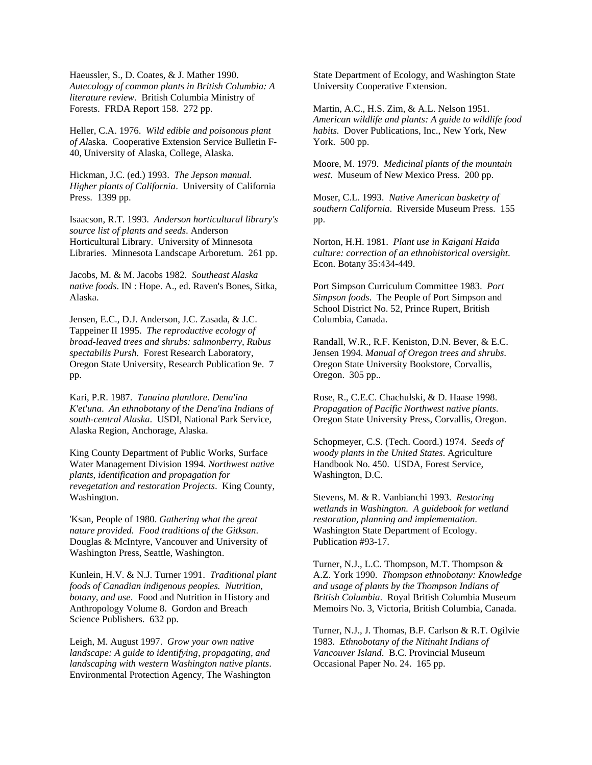Haeussler, S., D. Coates, & J. Mather 1990. *Autecology of common plants in British Columbia: A literature review*. British Columbia Ministry of Forests. FRDA Report 158. 272 pp.

Heller, C.A. 1976. *Wild edible and poisonous plant of Al*aska. Cooperative Extension Service Bulletin F-40, University of Alaska, College, Alaska.

Hickman, J.C. (ed.) 1993. *The Jepson manual. Higher plants of California*. University of California Press. 1399 pp.

Isaacson, R.T. 1993. *Anderson horticultural library's source list of plants and seeds*. Anderson Horticultural Library. University of Minnesota Libraries. Minnesota Landscape Arboretum. 261 pp.

Jacobs, M. & M. Jacobs 1982. *Southeast Alaska native foods*. IN : Hope. A., ed. Raven's Bones, Sitka, Alaska.

Jensen, E.C., D.J. Anderson, J.C. Zasada, & J.C. Tappeiner II 1995. *The reproductive ecology of broad-leaved trees and shrubs: salmonberry, Rubus spectabilis Pursh*. Forest Research Laboratory, Oregon State University, Research Publication 9e. 7 pp.

Kari, P.R. 1987. *Tanaina plantlore. Dena'ina K'et'una. An ethnobotany of the Dena'ina Indians of south-central Alaska*. USDI, National Park Service, Alaska Region, Anchorage, Alaska.

King County Department of Public Works, Surface Water Management Division 1994. *Northwest native plants, identification and propagation for revegetation and restoration Projects*. King County, Washington.

'Ksan, People of 1980. *Gathering what the great nature provided. Food traditions of the Gitksan*. Douglas & McIntyre, Vancouver and University of Washington Press, Seattle, Washington.

Kunlein, H.V. & N.J. Turner 1991. *Traditional plant foods of Canadian indigenous peoples. Nutrition, botany, and use*. Food and Nutrition in History and Anthropology Volume 8. Gordon and Breach Science Publishers. 632 pp.

Leigh, M. August 1997. *Grow your own native landscape: A guide to identifying, propagating, and landscaping with western Washington native plants*. Environmental Protection Agency, The Washington State Department of Ecology, and Washington State University Cooperative Extension.

Martin, A.C., H.S. Zim, & A.L. Nelson 1951. *American wildlife and plants: A guide to wildlife food habits*. Dover Publications, Inc., New York, New York. 500 pp.

Moore, M. 1979. *Medicinal plants of the mountain west*. Museum of New Mexico Press. 200 pp.

Moser, C.L. 1993. *Native American basketry of southern California*. Riverside Museum Press. 155 pp.

Norton, H.H. 1981. *Plant use in Kaigani Haida culture: correction of an ethnohistorical oversight*. Econ. Botany 35:434-449.

Port Simpson Curriculum Committee 1983. *Port Simpson foods*. The People of Port Simpson and School District No. 52, Prince Rupert, British Columbia, Canada.

Randall, W.R., R.F. Keniston, D.N. Bever, & E.C. Jensen 1994. *Manual of Oregon trees and shrubs*. Oregon State University Bookstore, Corvallis, Oregon. 305 pp..

Rose, R., C.E.C. Chachulski, & D. Haase 1998. *Propagation of Pacific Northwest native plants*. Oregon State University Press, Corvallis, Oregon.

Schopmeyer, C.S. (Tech. Coord.) 1974. *Seeds of woody plants in the United States*. Agriculture Handbook No. 450. USDA, Forest Service, Washington, D.C.

Stevens, M. & R. Vanbianchi 1993. *Restoring wetlands in Washington. A guidebook for wetland restoration, planning and implementation*. Washington State Department of Ecology. Publication #93-17.

Turner, N.J., L.C. Thompson, M.T. Thompson & A.Z. York 1990. *Thompson ethnobotany: Knowledge and usage of plants by the Thompson Indians of British Columbia*. Royal British Columbia Museum Memoirs No. 3, Victoria, British Columbia, Canada.

Turner, N.J., J. Thomas, B.F. Carlson & R.T. Ogilvie 1983. *Ethnobotany of the Nitinaht Indians of Vancouver Island*. B.C. Provincial Museum Occasional Paper No. 24. 165 pp.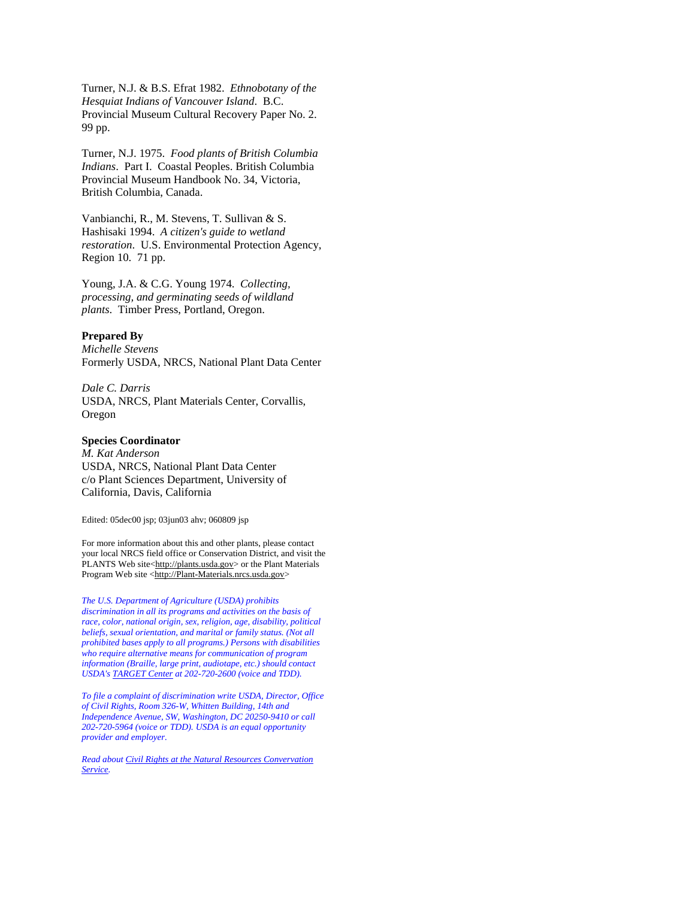Turner, N.J. & B.S. Efrat 1982. *Ethnobotany of the Hesquiat Indians of Vancouver Island*. B.C. Provincial Museum Cultural Recovery Paper No. 2. 99 pp.

Turner, N.J. 1975. *Food plants of British Columbia Indians*. Part I. Coastal Peoples. British Columbia Provincial Museum Handbook No. 34, Victoria, British Columbia, Canada.

Vanbianchi, R., M. Stevens, T. Sullivan & S. Hashisaki 1994. *A citizen's guide to wetland restoration*. U.S. Environmental Protection Agency, Region 10. 71 pp.

Young, J.A. & C.G. Young 1974. *Collecting, processing, and germinating seeds of wildland plants*. Timber Press, Portland, Oregon.

**Prepared By**

*Michelle Stevens*
Formerly USDA, NRCS, National Plant Data Center

*Dale C. Darris*
USDA, NRCS, Plant Materials Center, Corvallis, Oregon

**Species Coordinator**

*M. Kat Anderson*
USDA, NRCS, National Plant Data Center
c/o Plant Sciences Department, University of California, Davis, California

Edited: 05dec00 jsp; 03jun03 ahv; 060809 jsp

For more information about this and other plants, please contact your local NRCS field office or Conservation District, and visit the PLANTS Web site<http://plants.usda.gov> or the Plant Materials Program Web site <http://Plant-Materials.nrcs.usda.gov>

*The U.S. Department of Agriculture (USDA) prohibits discrimination in all its programs and activities on the basis of race, color, national origin, sex, religion, age, disability, political beliefs, sexual orientation, and marital or family status. (Not all prohibited bases apply to all programs.) Persons with disabilities who require alternative means for communication of program information (Braille, large print, audiotape, etc.) should contact USDA's TARGET Center at 202-720-2600 (voice and TDD).*

*To file a complaint of discrimination write USDA, Director, Office of Civil Rights, Room 326-W, Whitten Building, 14th and Independence Avenue, SW, Washington, DC 20250-9410 or call 202-720-5964 (voice or TDD). USDA is an equal opportunity provider and employer.*

*Read about Civil Rights at the Natural Resources Convervation Service.*